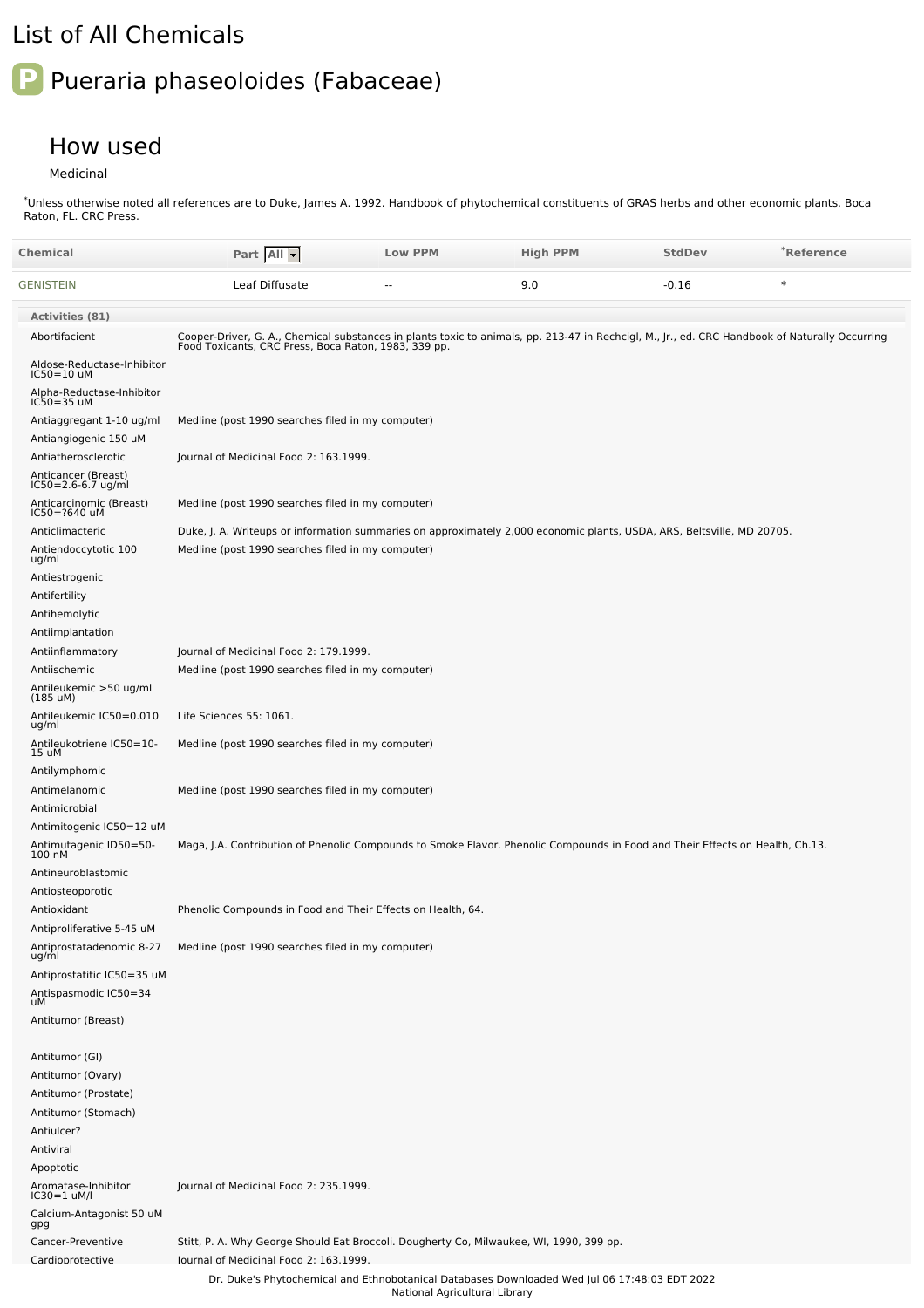# List of All Chemicals

## Pueraria phaseoloides (Fabaceae)

### How used

Medicinal

*Unless otherwise noted all references are to Duke, James A. 1992. Handbook of phytochemical constituents of GRAS herbs and other economic plants. Boca Raton, FL. CRC Press.

| Chemical | Part | Low PPM | High PPM | StdDev | *Reference |
|---|---|---|---|---|---|
| GENISTEIN | Leaf Diffusate | -- | 9.0 | -0.16 | * |

**Activities (81)**

| Activity | Reference |
|---|---|
| Abortifacient | Cooper-Driver, G. A., Chemical substances in plants toxic to animals, pp. 213-47 in Rechcigl, M., Jr., ed. CRC Handbook of Naturally Occurring Food Toxicants, CRC Press, Boca Raton, 1983, 339 pp. |
| Aldose-Reductase-Inhibitor IC50=10 uM | |
| Alpha-Reductase-Inhibitor IC50=35 uM | |
| Antiaggregant 1-10 ug/ml | Medline (post 1990 searches filed in my computer) |
| Antiangiogenic 150 uM | |
| Antiatherosclerotic | Journal of Medicinal Food 2: 163.1999. |
| Anticancer (Breast) IC50=2.6-6.7 ug/ml | |
| Anticarcinomic (Breast) IC50=?640 uM | Medline (post 1990 searches filed in my computer) |
| Anticlimacteric | Duke, J. A. Writeups or information summaries on approximately 2,000 economic plants, USDA, ARS, Beltsville, MD 20705. |
| Antiendoccytotic 100 ug/ml | Medline (post 1990 searches filed in my computer) |
| Antiestrogenic | |
| Antifertility | |
| Antihemolytic | |
| Antiimplantation | |
| Antiinflammatory | Journal of Medicinal Food 2: 179.1999. |
| Antiischemic | Medline (post 1990 searches filed in my computer) |
| Antileukemic >50 ug/ml (185 uM) | |
| Antileukemic IC50=0.010 ug/ml | Life Sciences 55: 1061. |
| Antileukotriene IC50=10-15 uM | Medline (post 1990 searches filed in my computer) |
| Antilymphomic | |
| Antimelanomic | Medline (post 1990 searches filed in my computer) |
| Antimicrobial | |
| Antimitogenic IC50=12 uM | |
| Antimutagenic ID50=50-100 nM | Maga, J.A. Contribution of Phenolic Compounds to Smoke Flavor. Phenolic Compounds in Food and Their Effects on Health, Ch.13. |
| Antineuroblastomic | |
| Antiosteoporotic | |
| Antioxidant | Phenolic Compounds in Food and Their Effects on Health, 64. |
| Antiproliferative 5-45 uM | |
| Antiprostatadenomic 8-27 ug/ml | Medline (post 1990 searches filed in my computer) |
| Antiprostatitic IC50=35 uM | |
| Antispasmodic IC50=34 uM | |
| Antitumor (Breast) | |
| Antitumor (GI) | |
| Antitumor (Ovary) | |
| Antitumor (Prostate) | |
| Antitumor (Stomach) | |
| Antiulcer? | |
| Antiviral | |
| Apoptotic | |
| Aromatase-Inhibitor IC30=1 uM/l | Journal of Medicinal Food 2: 235.1999. |
| Calcium-Antagonist 50 uM gpg | |
| Cancer-Preventive | Stitt, P. A. Why George Should Eat Broccoli. Dougherty Co, Milwaukee, WI, 1990, 399 pp. |
| Cardioprotective | Journal of Medicinal Food 2: 163.1999. |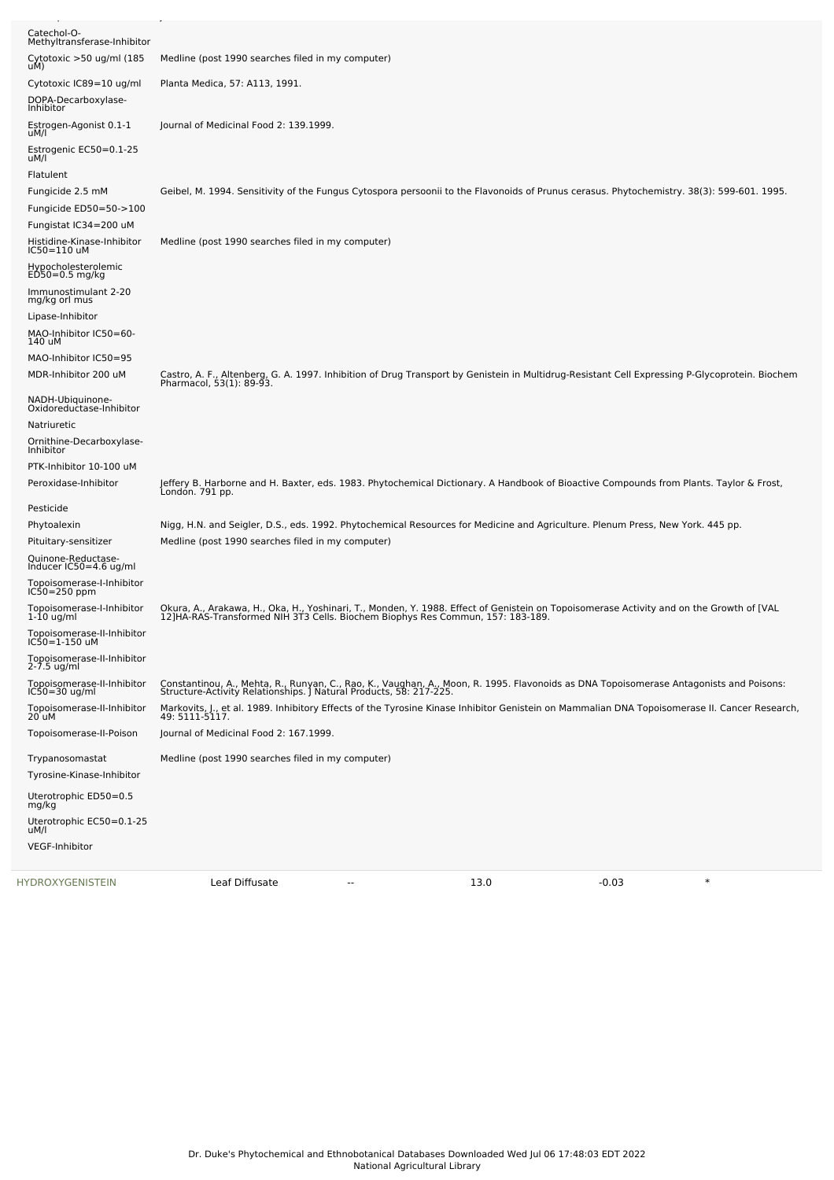| | |
|---|---|
| Catechol-O-Methyltransferase-Inhibitor | |
| Cytotoxic >50 ug/ml (185 uM) | Medline (post 1990 searches filed in my computer) |
| Cytotoxic IC89=10 ug/ml | Planta Medica, 57: A113, 1991. |
| DOPA-Decarboxylase-Inhibitor | |
| Estrogen-Agonist 0.1-1 uM/l | Journal of Medicinal Food 2: 139.1999. |
| Estrogenic EC50=0.1-25 uM/l | |
| Flatulent | |
| Fungicide 2.5 mM | Geibel, M. 1994. Sensitivity of the Fungus Cytospora persoonii to the Flavonoids of Prunus cerasus. Phytochemistry. 38(3): 599-601. 1995. |
| Fungicide ED50=50->100 | |
| Fungistat IC34=200 uM | |
| Histidine-Kinase-Inhibitor IC50=110 uM | Medline (post 1990 searches filed in my computer) |
| Hypocholesterolemic ED50=0.5 mg/kg | |
| Immunostimulant 2-20 mg/kg orl mus | |
| Lipase-Inhibitor | |
| MAO-Inhibitor IC50=60-140 uM | |
| MAO-Inhibitor IC50=95 | |
| MDR-Inhibitor 200 uM | Castro, A. F., Altenberg, G. A. 1997. Inhibition of Drug Transport by Genistein in Multidrug-Resistant Cell Expressing P-Glycoprotein. Biochem Pharmacol, 53(1): 89-93. |
| NADH-Ubiquinone-Oxidoreductase-Inhibitor | |
| Natriuretic | |
| Ornithine-Decarboxylase-Inhibitor | |
| PTK-Inhibitor 10-100 uM | |
| Peroxidase-Inhibitor | Jeffery B. Harborne and H. Baxter, eds. 1983. Phytochemical Dictionary. A Handbook of Bioactive Compounds from Plants. Taylor & Frost, London. 791 pp. |
| Pesticide | |
| Phytoalexin | Nigg, H.N. and Seigler, D.S., eds. 1992. Phytochemical Resources for Medicine and Agriculture. Plenum Press, New York. 445 pp. |
| Pituitary-sensitizer | Medline (post 1990 searches filed in my computer) |
| Quinone-Reductase-Inducer IC50=4.6 ug/ml | |
| Topoisomerase-I-Inhibitor IC50=250 ppm | |
| Topoisomerase-I-Inhibitor 1-10 ug/ml | Okura, A., Arakawa, H., Oka, H., Yoshinari, T., Monden, Y. 1988. Effect of Genistein on Topoisomerase Activity and on the Growth of [VAL 12]HA-RAS-Transformed NIH 3T3 Cells. Biochem Biophys Res Commun, 157: 183-189. |
| Topoisomerase-II-Inhibitor IC50=1-150 uM | |
| Topoisomerase-II-Inhibitor 2-7.5 ug/ml | |
| Topoisomerase-II-Inhibitor IC50=30 ug/ml | Constantinou, A., Mehta, R., Runyan, C., Rao, K., Vaughan, A., Moon, R. 1995. Flavonoids as DNA Topoisomerase Antagonists and Poisons: Structure-Activity Relationships. J Natural Products, 58: 217-225. |
| Topoisomerase-II-Inhibitor 20 uM | Markovits, J., et al. 1989. Inhibitory Effects of the Tyrosine Kinase Inhibitor Genistein on Mammalian DNA Topoisomerase II. Cancer Research, 49: 5111-5117. |
| Topoisomerase-II-Poison | Journal of Medicinal Food 2: 167.1999. |
| Trypanosomastat | Medline (post 1990 searches filed in my computer) |
| Tyrosine-Kinase-Inhibitor | |
| Uterotrophic ED50=0.5 mg/kg | |
| Uterotrophic EC50=0.1-25 uM/l | |
| VEGF-Inhibitor | |

| | | | | | |
|---|---|---|---|---|---|
| HYDROXYGENISTEIN | Leaf Diffusate | -- | 13.0 | -0.03 | * |